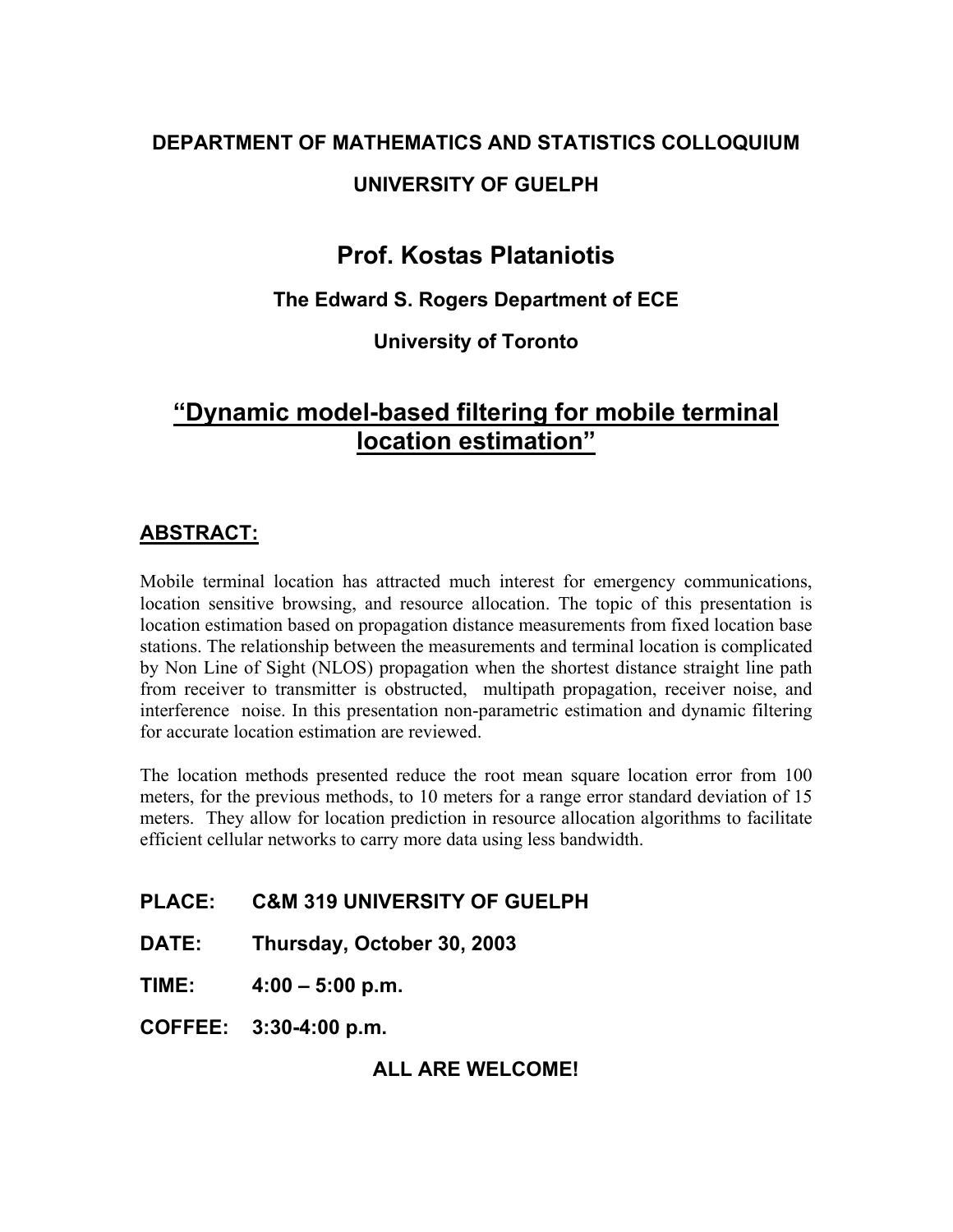**DEPARTMENT OF MATHEMATICS AND STATISTICS COLLOQUIUM**

**UNIVERSITY OF GUELPH**

# Prof. Kostas Plataniotis

**The Edward S. Rogers Department of ECE**

**University of Toronto**

## "Dynamic model-based filtering for mobile terminal location estimation"

### ABSTRACT:

Mobile terminal location has attracted much interest for emergency communications, location sensitive browsing, and resource allocation. The topic of this presentation is location estimation based on propagation distance measurements from fixed location base stations. The relationship between the measurements and terminal location is complicated by Non Line of Sight (NLOS) propagation when the shortest distance straight line path from receiver to transmitter is obstructed, multipath propagation, receiver noise, and interference noise. In this presentation non-parametric estimation and dynamic filtering for accurate location estimation are reviewed.

The location methods presented reduce the root mean square location error from 100 meters, for the previous methods, to 10 meters for a range error standard deviation of 15 meters. They allow for location prediction in resource allocation algorithms to facilitate efficient cellular networks to carry more data using less bandwidth.

**PLACE:** **C&M 319 UNIVERSITY OF GUELPH**

**DATE:** **Thursday, October 30, 2003**

**TIME:** **4:00 – 5:00 p.m.**

**COFFEE:** **3:30-4:00 p.m.**

**ALL ARE WELCOME!**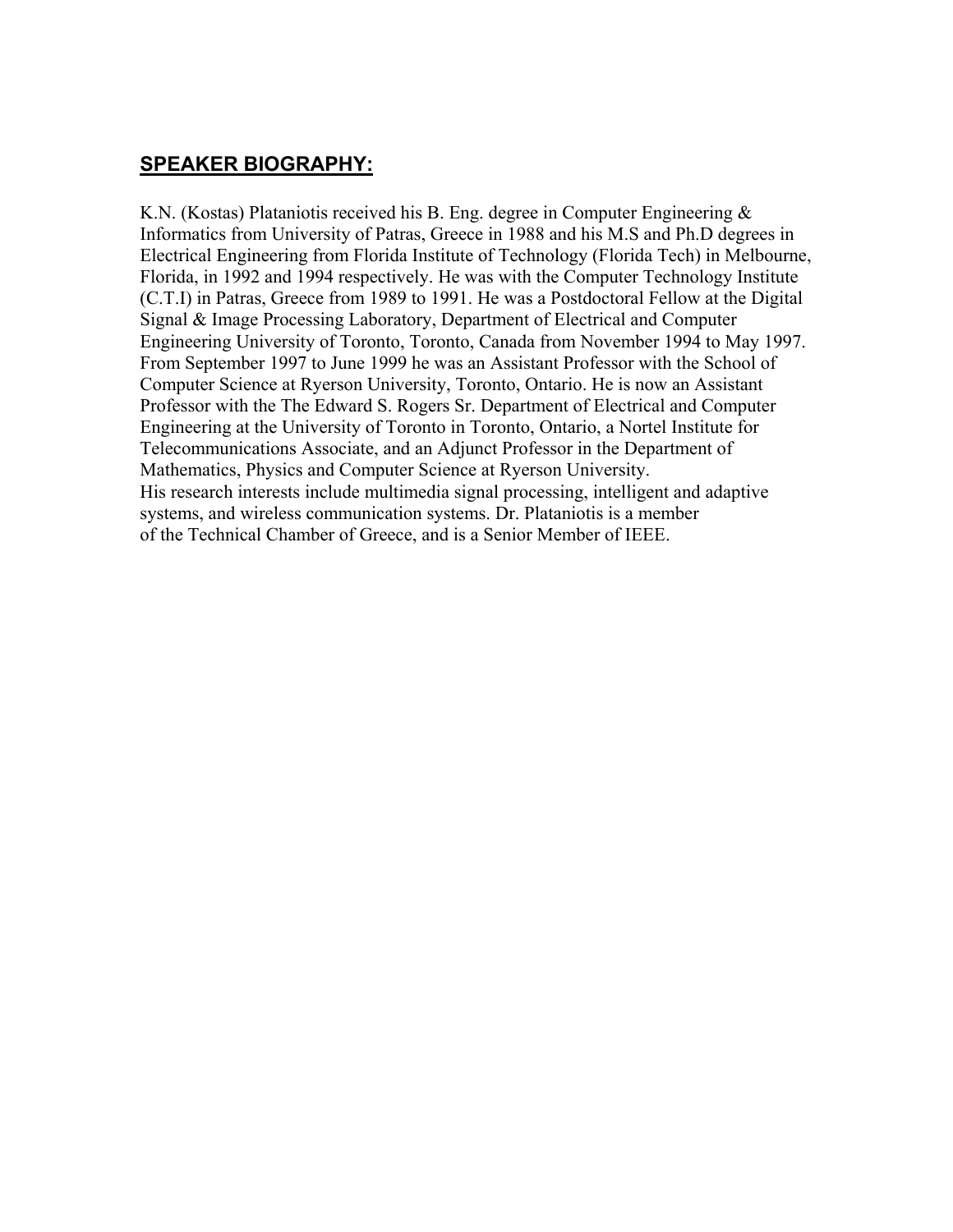## SPEAKER BIOGRAPHY:

K.N. (Kostas) Plataniotis received his B. Eng. degree in Computer Engineering & Informatics from University of Patras, Greece in 1988 and his M.S and Ph.D degrees in Electrical Engineering from Florida Institute of Technology (Florida Tech) in Melbourne, Florida, in 1992 and 1994 respectively. He was with the Computer Technology Institute (C.T.I) in Patras, Greece from 1989 to 1991. He was a Postdoctoral Fellow at the Digital Signal & Image Processing Laboratory, Department of Electrical and Computer Engineering University of Toronto, Toronto, Canada from November 1994 to May 1997. From September 1997 to June 1999 he was an Assistant Professor with the School of Computer Science at Ryerson University, Toronto, Ontario. He is now an Assistant Professor with the The Edward S. Rogers Sr. Department of Electrical and Computer Engineering at the University of Toronto in Toronto, Ontario, a Nortel Institute for Telecommunications Associate, and an Adjunct Professor in the Department of Mathematics, Physics and Computer Science at Ryerson University.
His research interests include multimedia signal processing, intelligent and adaptive systems, and wireless communication systems. Dr. Plataniotis is a member of the Technical Chamber of Greece, and is a Senior Member of IEEE.